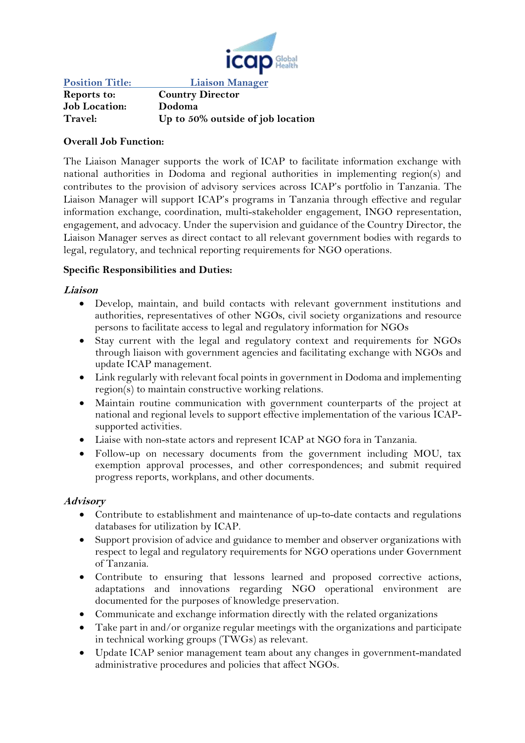**Position Title: Liaison Manager**

**Reports to:** **Country Director**
**Job Location:** **Dodoma**
**Travel:** **Up to 50% outside of job location**

**Overall Job Function:**

The Liaison Manager supports the work of ICAP to facilitate information exchange with national authorities in Dodoma and regional authorities in implementing region(s) and contributes to the provision of advisory services across ICAP's portfolio in Tanzania. The Liaison Manager will support ICAP's programs in Tanzania through effective and regular information exchange, coordination, multi-stakeholder engagement, INGO representation, engagement, and advocacy. Under the supervision and guidance of the Country Director, the Liaison Manager serves as direct contact to all relevant government bodies with regards to legal, regulatory, and technical reporting requirements for NGO operations.

**Specific Responsibilities and Duties:**

***Liaison***

- Develop, maintain, and build contacts with relevant government institutions and authorities, representatives of other NGOs, civil society organizations and resource persons to facilitate access to legal and regulatory information for NGOs
- Stay current with the legal and regulatory context and requirements for NGOs through liaison with government agencies and facilitating exchange with NGOs and update ICAP management.
- Link regularly with relevant focal points in government in Dodoma and implementing region(s) to maintain constructive working relations.
- Maintain routine communication with government counterparts of the project at national and regional levels to support effective implementation of the various ICAP-supported activities.
- Liaise with non-state actors and represent ICAP at NGO fora in Tanzania.
- Follow-up on necessary documents from the government including MOU, tax exemption approval processes, and other correspondences; and submit required progress reports, workplans, and other documents.

***Advisory***

- Contribute to establishment and maintenance of up-to-date contacts and regulations databases for utilization by ICAP.
- Support provision of advice and guidance to member and observer organizations with respect to legal and regulatory requirements for NGO operations under Government of Tanzania.
- Contribute to ensuring that lessons learned and proposed corrective actions, adaptations and innovations regarding NGO operational environment are documented for the purposes of knowledge preservation.
- Communicate and exchange information directly with the related organizations
- Take part in and/or organize regular meetings with the organizations and participate in technical working groups (TWGs) as relevant.
- Update ICAP senior management team about any changes in government-mandated administrative procedures and policies that affect NGOs.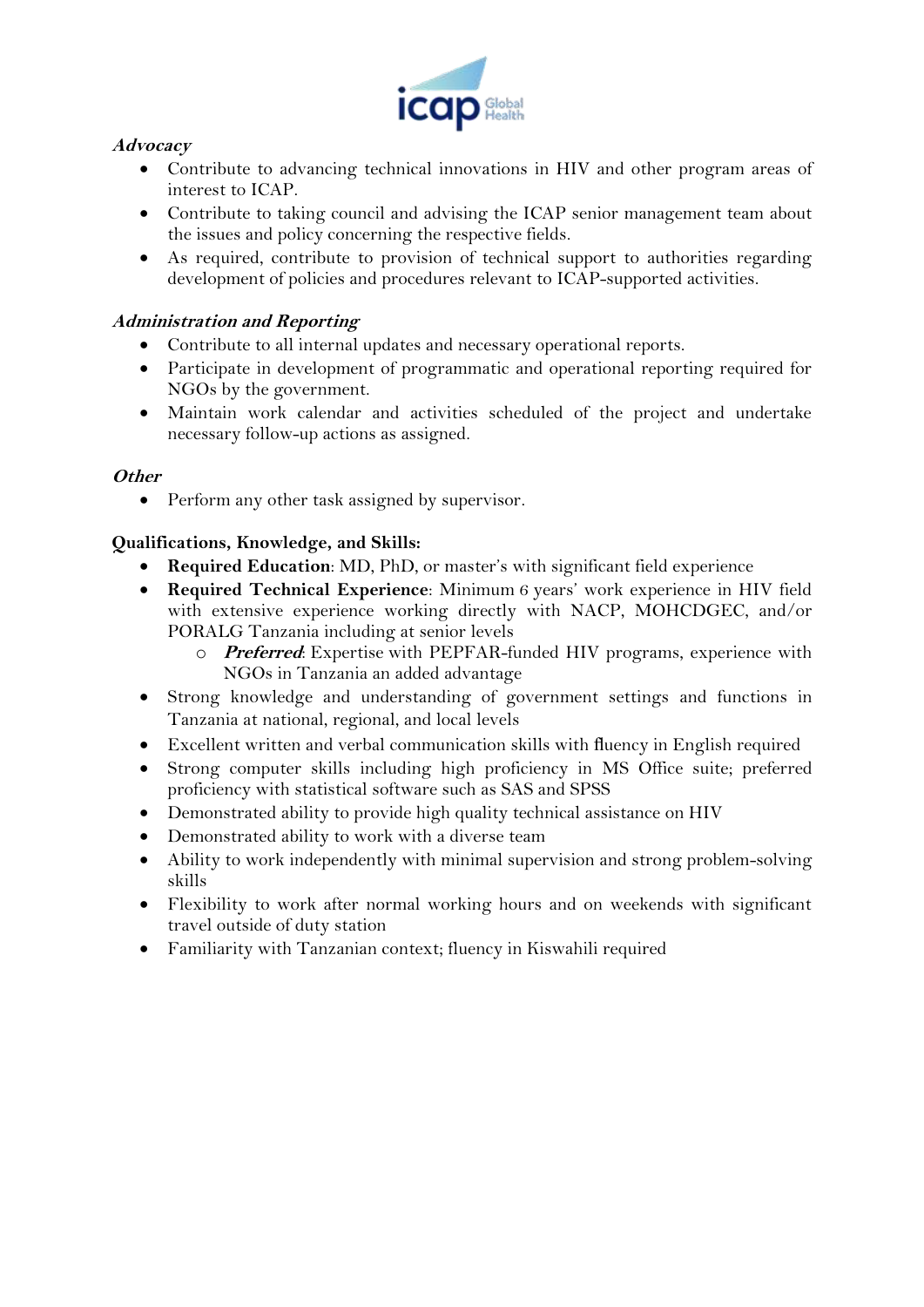***Advocacy***

- Contribute to advancing technical innovations in HIV and other program areas of interest to ICAP.
- Contribute to taking council and advising the ICAP senior management team about the issues and policy concerning the respective fields.
- As required, contribute to provision of technical support to authorities regarding development of policies and procedures relevant to ICAP-supported activities.

***Administration and Reporting***

- Contribute to all internal updates and necessary operational reports.
- Participate in development of programmatic and operational reporting required for NGOs by the government.
- Maintain work calendar and activities scheduled of the project and undertake necessary follow-up actions as assigned.

***Other***

- Perform any other task assigned by supervisor.

**Qualifications, Knowledge, and Skills:**

- **Required Education**: MD, PhD, or master's with significant field experience
- **Required Technical Experience**: Minimum 6 years' work experience in HIV field with extensive experience working directly with NACP, MOHCDGEC, and/or PORALG Tanzania including at senior levels
  - ***Preferred***: Expertise with PEPFAR-funded HIV programs, experience with NGOs in Tanzania an added advantage
- Strong knowledge and understanding of government settings and functions in Tanzania at national, regional, and local levels
- Excellent written and verbal communication skills with fluency in English required
- Strong computer skills including high proficiency in MS Office suite; preferred proficiency with statistical software such as SAS and SPSS
- Demonstrated ability to provide high quality technical assistance on HIV
- Demonstrated ability to work with a diverse team
- Ability to work independently with minimal supervision and strong problem-solving skills
- Flexibility to work after normal working hours and on weekends with significant travel outside of duty station
- Familiarity with Tanzanian context; fluency in Kiswahili required